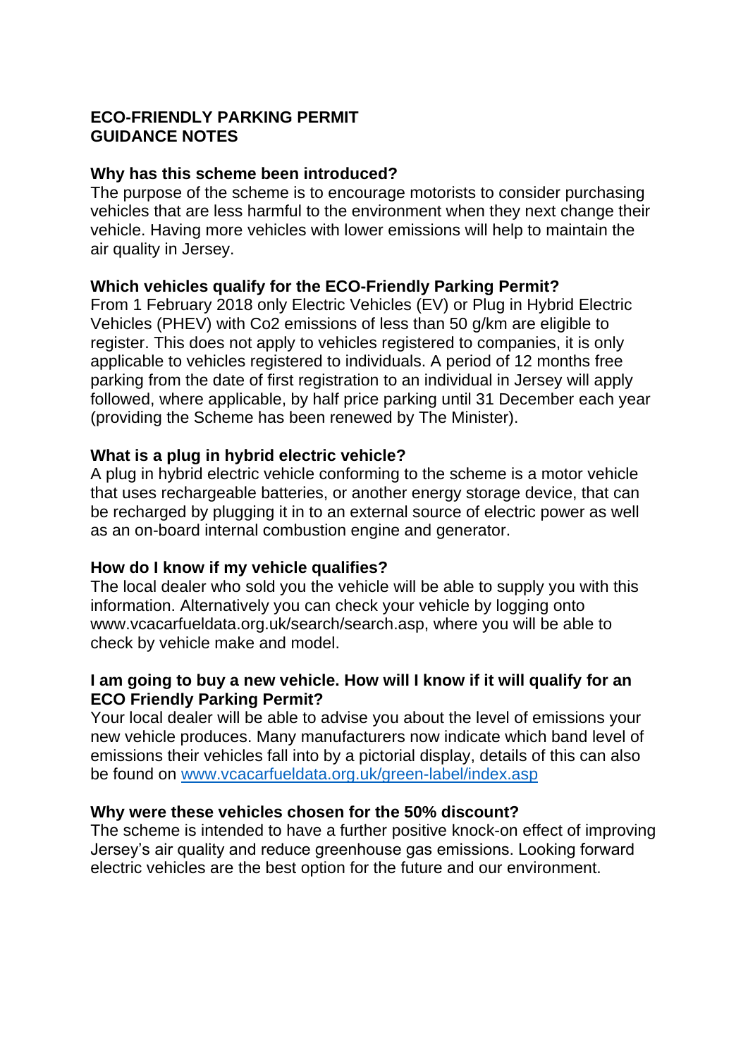# ECO-FRIENDLY PARKING PERMIT GUIDANCE NOTES

## Why has this scheme been introduced?

The purpose of the scheme is to encourage motorists to consider purchasing vehicles that are less harmful to the environment when they next change their vehicle. Having more vehicles with lower emissions will help to maintain the air quality in Jersey.

## Which vehicles qualify for the ECO-Friendly Parking Permit?

From 1 February 2018 only Electric Vehicles (EV) or Plug in Hybrid Electric Vehicles (PHEV) with Co2 emissions of less than 50 g/km are eligible to register. This does not apply to vehicles registered to companies, it is only applicable to vehicles registered to individuals. A period of 12 months free parking from the date of first registration to an individual in Jersey will apply followed, where applicable, by half price parking until 31 December each year (providing the Scheme has been renewed by The Minister).

## What is a plug in hybrid electric vehicle?

A plug in hybrid electric vehicle conforming to the scheme is a motor vehicle that uses rechargeable batteries, or another energy storage device, that can be recharged by plugging it in to an external source of electric power as well as an on-board internal combustion engine and generator.

## How do I know if my vehicle qualifies?

The local dealer who sold you the vehicle will be able to supply you with this information. Alternatively you can check your vehicle by logging onto www.vcacarfueldata.org.uk/search/search.asp, where you will be able to check by vehicle make and model.

## I am going to buy a new vehicle. How will I know if it will qualify for an ECO Friendly Parking Permit?

Your local dealer will be able to advise you about the level of emissions your new vehicle produces. Many manufacturers now indicate which band level of emissions their vehicles fall into by a pictorial display, details of this can also be found on www.vcacarfueldata.org.uk/green-label/index.asp

## Why were these vehicles chosen for the 50% discount?

The scheme is intended to have a further positive knock-on effect of improving Jersey's air quality and reduce greenhouse gas emissions. Looking forward electric vehicles are the best option for the future and our environment.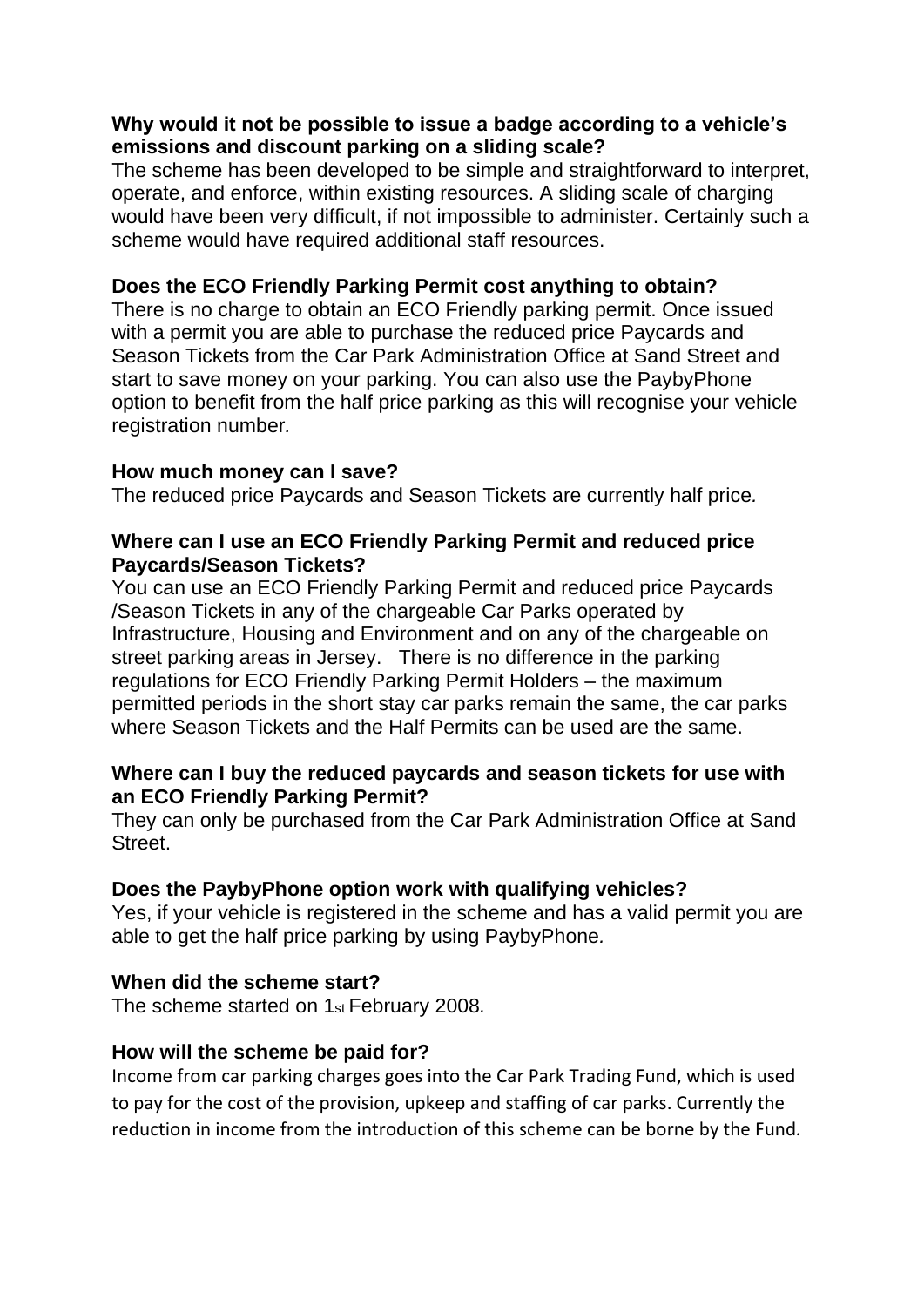**Why would it not be possible to issue a badge according to a vehicle's emissions and discount parking on a sliding scale?**
The scheme has been developed to be simple and straightforward to interpret, operate, and enforce, within existing resources. A sliding scale of charging would have been very difficult, if not impossible to administer. Certainly such a scheme would have required additional staff resources.

**Does the ECO Friendly Parking Permit cost anything to obtain?**
There is no charge to obtain an ECO Friendly parking permit. Once issued with a permit you are able to purchase the reduced price Paycards and Season Tickets from the Car Park Administration Office at Sand Street and start to save money on your parking. You can also use the PaybyPhone option to benefit from the half price parking as this will recognise your vehicle registration number.

**How much money can I save?**
The reduced price Paycards and Season Tickets are currently half price.

**Where can I use an ECO Friendly Parking Permit and reduced price Paycards/Season Tickets?**
You can use an ECO Friendly Parking Permit and reduced price Paycards /Season Tickets in any of the chargeable Car Parks operated by Infrastructure, Housing and Environment and on any of the chargeable on street parking areas in Jersey. There is no difference in the parking regulations for ECO Friendly Parking Permit Holders – the maximum permitted periods in the short stay car parks remain the same, the car parks where Season Tickets and the Half Permits can be used are the same.

**Where can I buy the reduced paycards and season tickets for use with an ECO Friendly Parking Permit?**
They can only be purchased from the Car Park Administration Office at Sand Street.

**Does the PaybyPhone option work with qualifying vehicles?**
Yes, if your vehicle is registered in the scheme and has a valid permit you are able to get the half price parking by using PaybyPhone.

**When did the scheme start?**
The scheme started on 1st February 2008.

**How will the scheme be paid for?**
Income from car parking charges goes into the Car Park Trading Fund, which is used to pay for the cost of the provision, upkeep and staffing of car parks. Currently the reduction in income from the introduction of this scheme can be borne by the Fund.